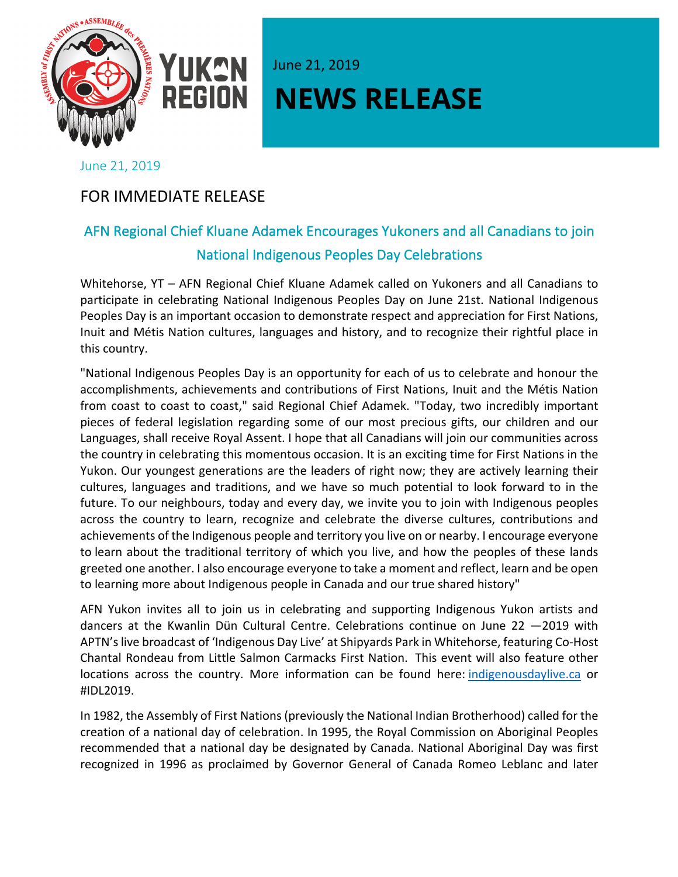June 21, 2019

# NEWS RELEASE

June 21, 2019

FOR IMMEDIATE RELEASE

## AFN Regional Chief Kluane Adamek Encourages Yukoners and all Canadians to join National Indigenous Peoples Day Celebrations

Whitehorse, YT – AFN Regional Chief Kluane Adamek called on Yukoners and all Canadians to participate in celebrating National Indigenous Peoples Day on June 21st. National Indigenous Peoples Day is an important occasion to demonstrate respect and appreciation for First Nations, Inuit and Métis Nation cultures, languages and history, and to recognize their rightful place in this country.

"National Indigenous Peoples Day is an opportunity for each of us to celebrate and honour the accomplishments, achievements and contributions of First Nations, Inuit and the Métis Nation from coast to coast to coast," said Regional Chief Adamek. "Today, two incredibly important pieces of federal legislation regarding some of our most precious gifts, our children and our Languages, shall receive Royal Assent. I hope that all Canadians will join our communities across the country in celebrating this momentous occasion. It is an exciting time for First Nations in the Yukon. Our youngest generations are the leaders of right now; they are actively learning their cultures, languages and traditions, and we have so much potential to look forward to in the future. To our neighbours, today and every day, we invite you to join with Indigenous peoples across the country to learn, recognize and celebrate the diverse cultures, contributions and achievements of the Indigenous people and territory you live on or nearby. I encourage everyone to learn about the traditional territory of which you live, and how the peoples of these lands greeted one another. I also encourage everyone to take a moment and reflect, learn and be open to learning more about Indigenous people in Canada and our true shared history"

AFN Yukon invites all to join us in celebrating and supporting Indigenous Yukon artists and dancers at the Kwanlin Dün Cultural Centre. Celebrations continue on June 22 —2019 with APTN's live broadcast of 'Indigenous Day Live' at Shipyards Park in Whitehorse, featuring Co-Host Chantal Rondeau from Little Salmon Carmacks First Nation. This event will also feature other locations across the country. More information can be found here: [indigenousdaylive.ca](indigenousdaylive.ca) or #IDL2019.

In 1982, the Assembly of First Nations (previously the National Indian Brotherhood) called for the creation of a national day of celebration. In 1995, the Royal Commission on Aboriginal Peoples recommended that a national day be designated by Canada. National Aboriginal Day was first recognized in 1996 as proclaimed by Governor General of Canada Romeo Leblanc and later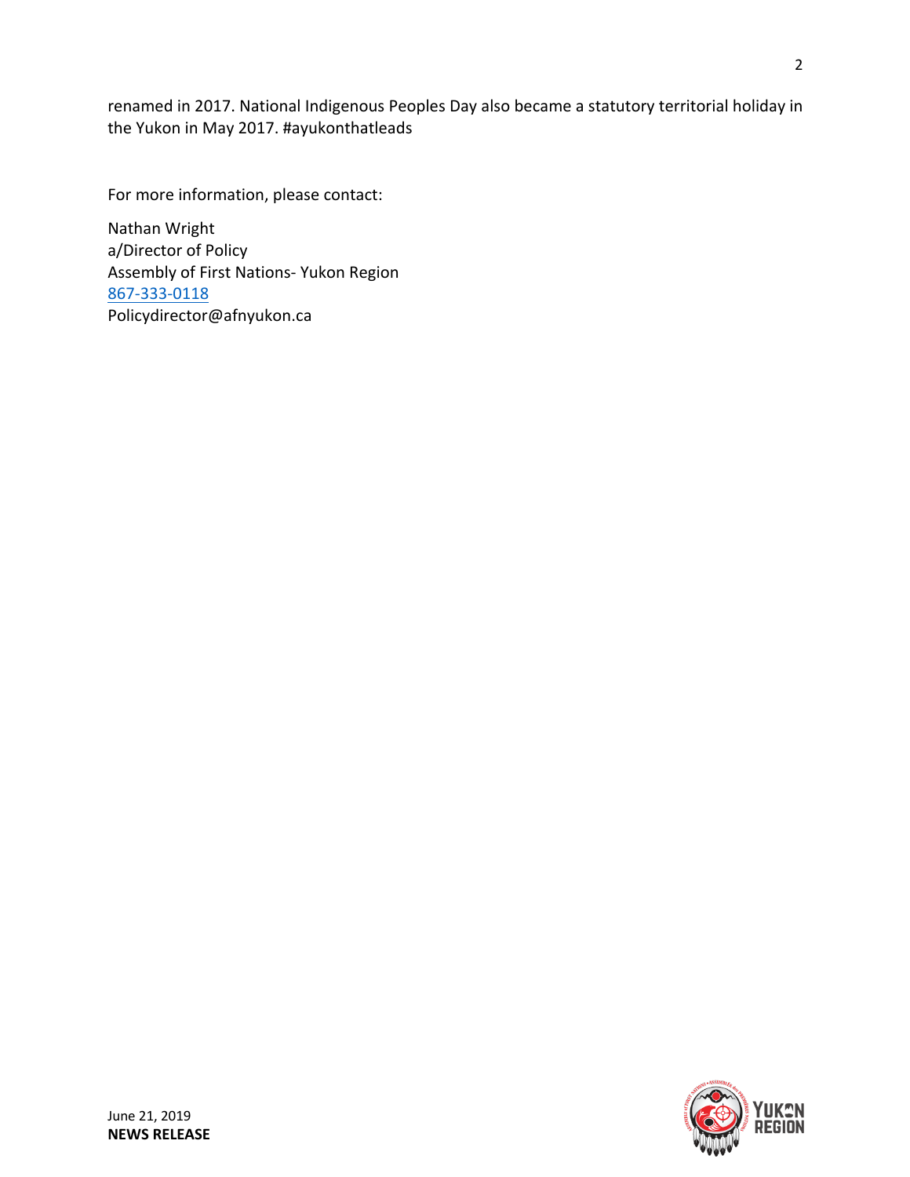renamed in 2017. National Indigenous Peoples Day also became a statutory territorial holiday in the Yukon in May 2017. #ayukonthatleads

For more information, please contact:

Nathan Wright  
a/Director of Policy  
Assembly of First Nations- Yukon Region  
867-333-0118  
Policydirector@afnyukon.ca